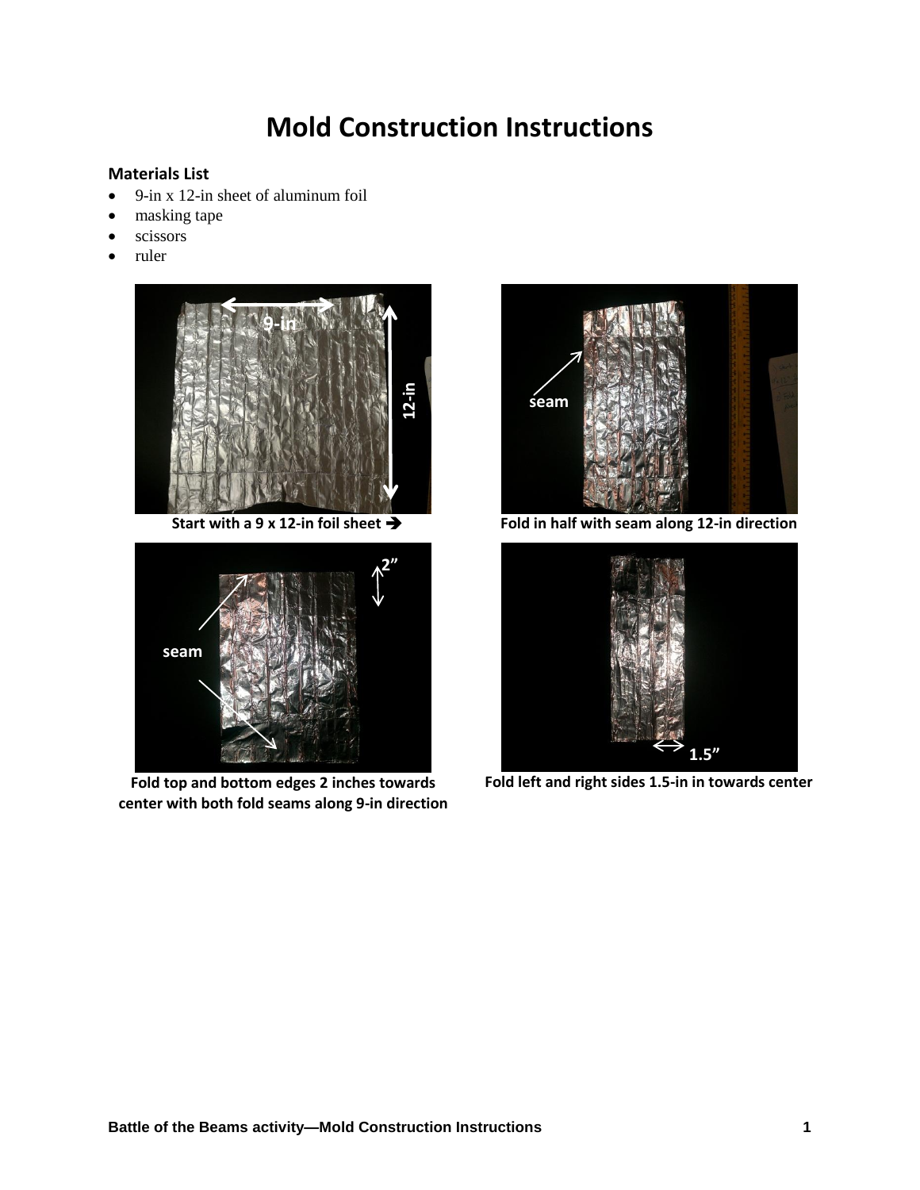# Mold Construction Instructions

### Materials List

- 9-in x 12-in sheet of aluminum foil
- masking tape
- scissors
- ruler

**Start with a 9 x 12-in foil sheet ➔**

**Fold in half with seam along 12-in direction**

**Fold top and bottom edges 2 inches towards center with both fold seams along 9-in direction**

**Fold left and right sides 1.5-in in towards center**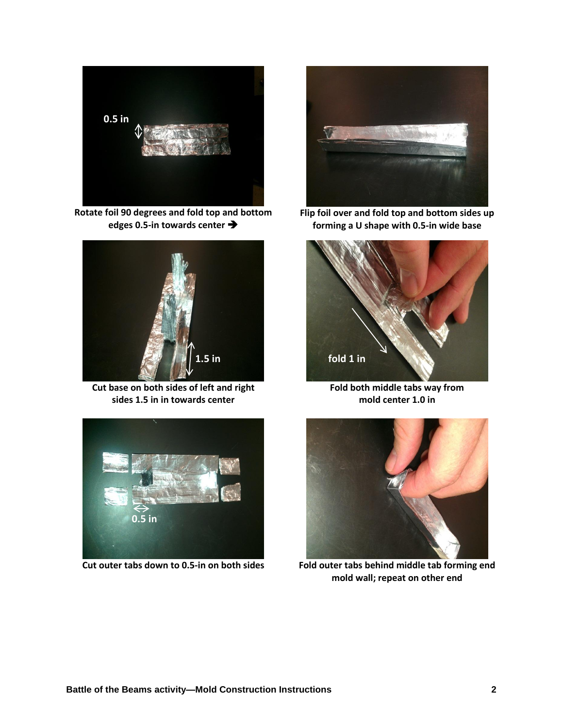Rotate foil 90 degrees and fold top and bottom edges 0.5-in towards center ➔

Flip foil over and fold top and bottom sides up forming a U shape with 0.5-in wide base

Cut base on both sides of left and right sides 1.5 in in towards center

Fold both middle tabs way from mold center 1.0 in

Cut outer tabs down to 0.5-in on both sides

Fold outer tabs behind middle tab forming end mold wall; repeat on other end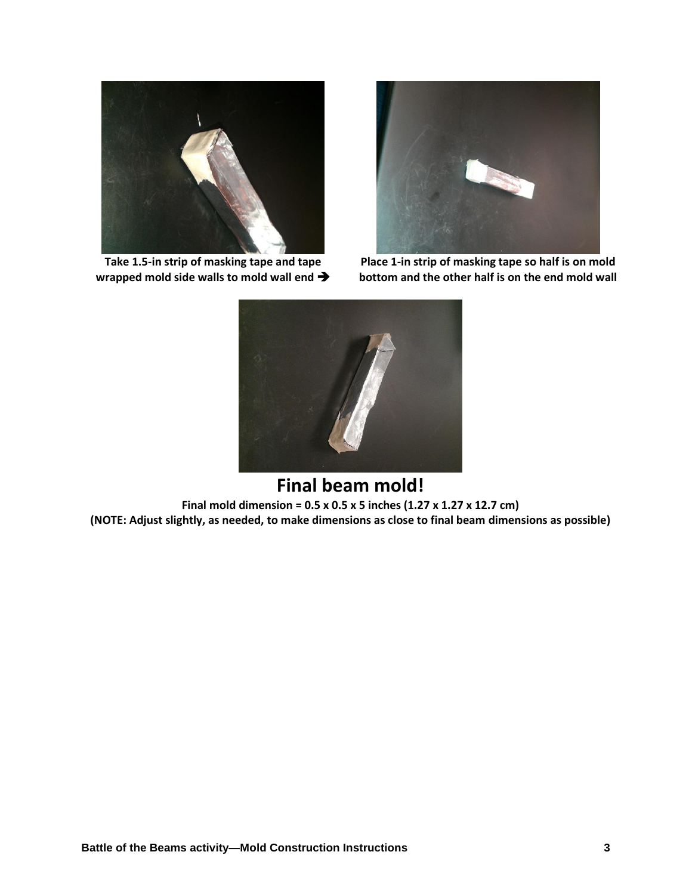Take 1.5-in strip of masking tape and tape wrapped mold side walls to mold wall end ➔

Place 1-in strip of masking tape so half is on mold bottom and the other half is on the end mold wall

## Final beam mold!

**Final mold dimension = 0.5 x 0.5 x 5 inches (1.27 x 1.27 x 12.7 cm)**

**(NOTE: Adjust slightly, as needed, to make dimensions as close to final beam dimensions as possible)**